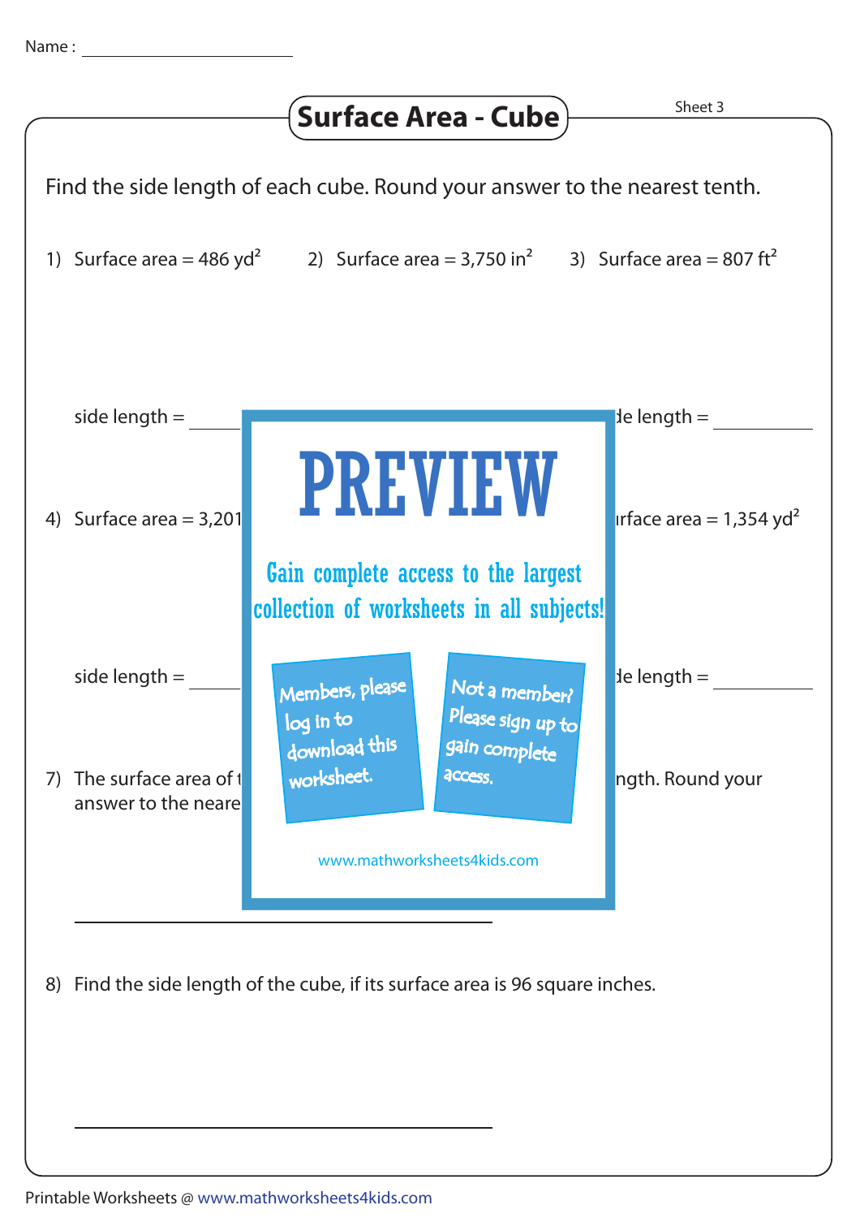Name : ____________________

# Surface Area - Cube

Sheet 3

Find the side length of each cube. Round your answer to the nearest tenth.

1) Surface area = 486 $yd^2$

2) Surface area = 3,750 $in^2$

3) Surface area = 807 $ft^2$

side length = ________

de length = ________

4) Surface area = 3,201

PREVIEW

Gain complete access to the largest collection of worksheets in all subjects!

Members, please log in to download this worksheet.

Not a member? Please sign up to gain complete access.

www.mathworksheets4kids.com

urface area = 1,354 $yd^2$

side length = ________

de length = ________

7) The surface area of t ngth. Round your answer to the neare

________________________________

8) Find the side length of the cube, if its surface area is 96 square inches.

________________________________

Printable Worksheets @ www.mathworksheets4kids.com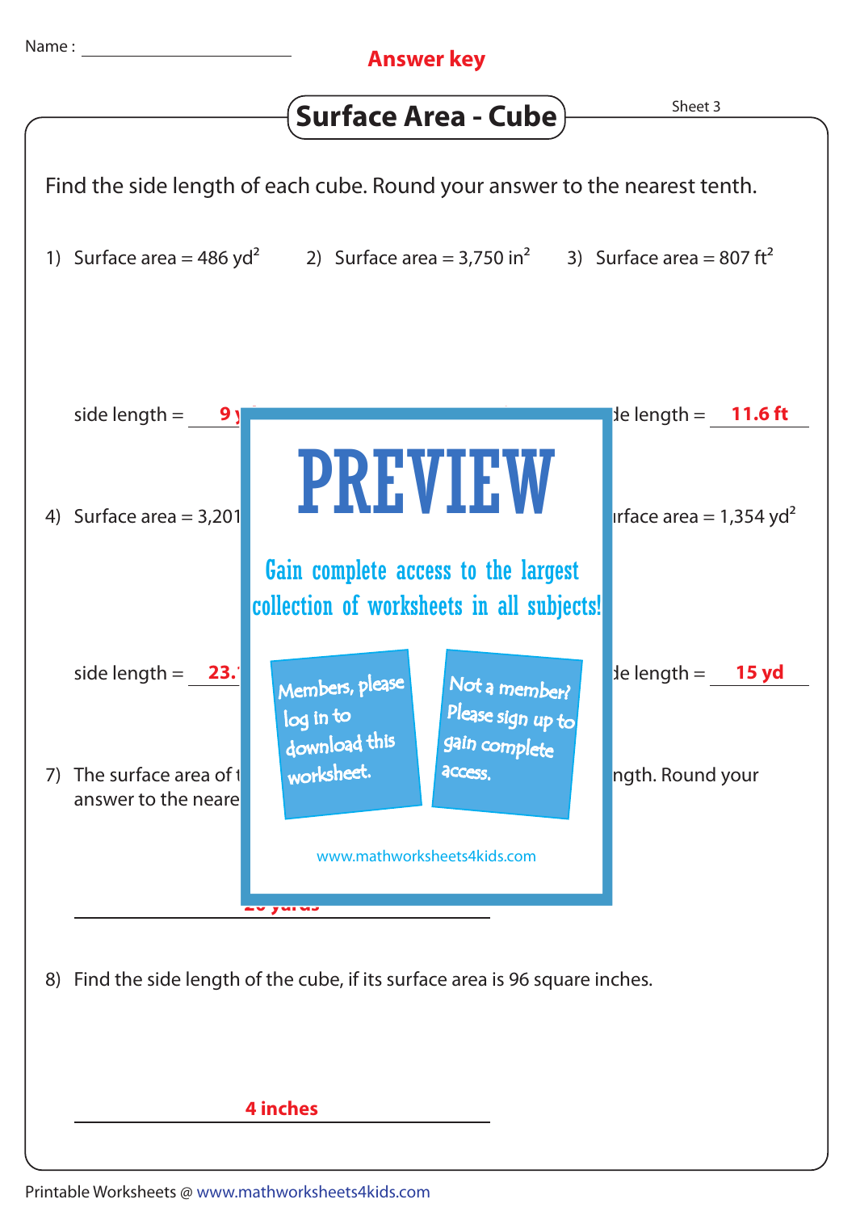Name :

**Answer key**

# Surface Area - Cube

Sheet 3

Find the side length of each cube. Round your answer to the nearest tenth.

1) Surface area = 486 $yd^2$

2) Surface area = 3,750 $in^2$

3) Surface area = 807 $ft^2$

side length = **9 y**

de length = **11.6 ft**

4) Surface area = 3,201

PREVIEW

Gain complete access to the largest collection of worksheets in all subjects!

Members, please log in to download this worksheet.

Not a member? Please sign up to gain complete access.

www.mathworksheets4kids.com

ırface area = 1,354 $yd^2$

side length = **23.**

de length = **15 yd**

7) The surface area of t ... ngth. Round your answer to the neare

**20 yards**

8) Find the side length of the cube, if its surface area is 96 square inches.

**4 inches**